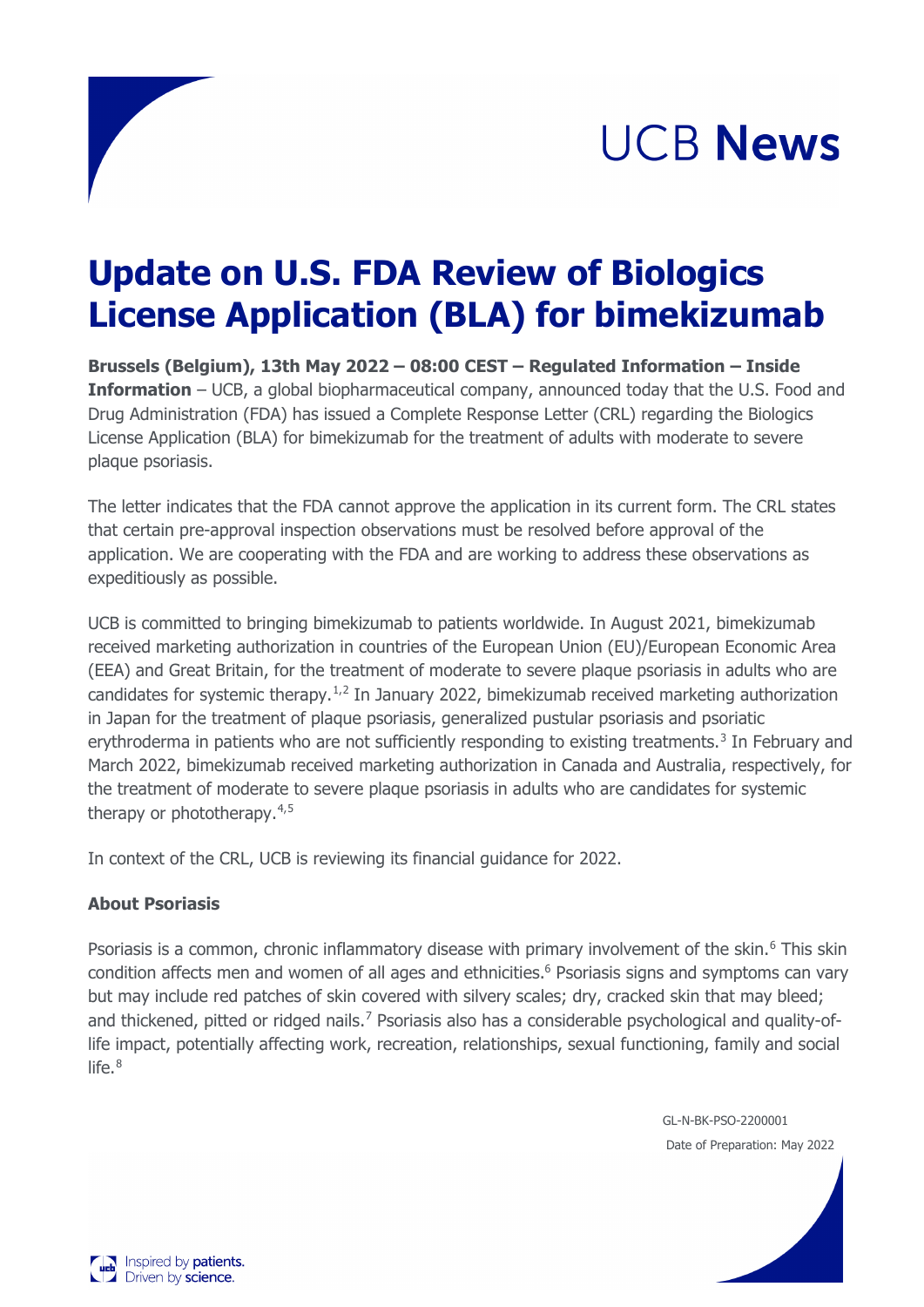UCB **News**

# Update on U.S. FDA Review of Biologics License Application (BLA) for bimekizumab

**Brussels (Belgium), 13th May 2022 – 08:00 CEST – Regulated Information – Inside Information** – UCB, a global biopharmaceutical company, announced today that the U.S. Food and Drug Administration (FDA) has issued a Complete Response Letter (CRL) regarding the Biologics License Application (BLA) for bimekizumab for the treatment of adults with moderate to severe plaque psoriasis.

The letter indicates that the FDA cannot approve the application in its current form. The CRL states that certain pre-approval inspection observations must be resolved before approval of the application. We are cooperating with the FDA and are working to address these observations as expeditiously as possible.

UCB is committed to bringing bimekizumab to patients worldwide. In August 2021, bimekizumab received marketing authorization in countries of the European Union (EU)/European Economic Area (EEA) and Great Britain, for the treatment of moderate to severe plaque psoriasis in adults who are candidates for systemic therapy.[1,2] In January 2022, bimekizumab received marketing authorization in Japan for the treatment of plaque psoriasis, generalized pustular psoriasis and psoriatic erythroderma in patients who are not sufficiently responding to existing treatments.[3] In February and March 2022, bimekizumab received marketing authorization in Canada and Australia, respectively, for the treatment of moderate to severe plaque psoriasis in adults who are candidates for systemic therapy or phototherapy.[4,5]

In context of the CRL, UCB is reviewing its financial guidance for 2022.

**About Psoriasis**

Psoriasis is a common, chronic inflammatory disease with primary involvement of the skin.[6] This skin condition affects men and women of all ages and ethnicities.[6] Psoriasis signs and symptoms can vary but may include red patches of skin covered with silvery scales; dry, cracked skin that may bleed; and thickened, pitted or ridged nails.[7] Psoriasis also has a considerable psychological and quality-of-life impact, potentially affecting work, recreation, relationships, sexual functioning, family and social life.[8]

GL-N-BK-PSO-2200001

Date of Preparation: May 2022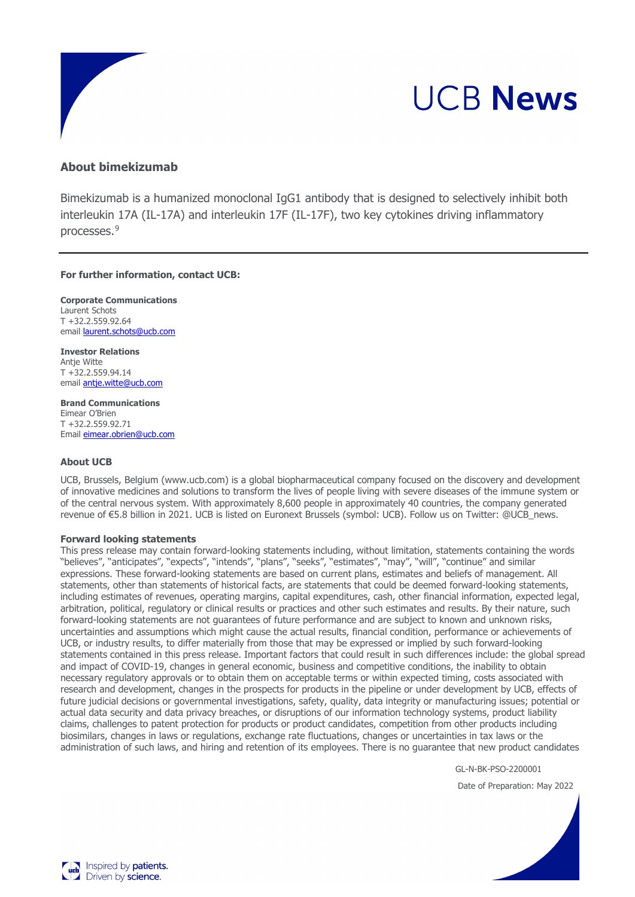## About bimekizumab

Bimekizumab is a humanized monoclonal IgG1 antibody that is designed to selectively inhibit both interleukin 17A (IL-17A) and interleukin 17F (IL-17F), two key cytokines driving inflammatory processes.[9]

---

**For further information, contact UCB:**

**Corporate Communications**
Laurent Schots
T +32.2.559.92.64
email laurent.schots@ucb.com

**Investor Relations**
Antje Witte
T +32.2.559.94.14
email antje.witte@ucb.com

**Brand Communications**
Eimear O'Brien
T +32.2.559.92.71
Email eimear.obrien@ucb.com

**About UCB**

UCB, Brussels, Belgium (www.ucb.com) is a global biopharmaceutical company focused on the discovery and development of innovative medicines and solutions to transform the lives of people living with severe diseases of the immune system or of the central nervous system. With approximately 8,600 people in approximately 40 countries, the company generated revenue of €5.8 billion in 2021. UCB is listed on Euronext Brussels (symbol: UCB). Follow us on Twitter: @UCB_news.

**Forward looking statements**

This press release may contain forward-looking statements including, without limitation, statements containing the words "believes", "anticipates", "expects", "intends", "plans", "seeks", "estimates", "may", "will", "continue" and similar expressions. These forward-looking statements are based on current plans, estimates and beliefs of management. All statements, other than statements of historical facts, are statements that could be deemed forward-looking statements, including estimates of revenues, operating margins, capital expenditures, cash, other financial information, expected legal, arbitration, political, regulatory or clinical results or practices and other such estimates and results. By their nature, such forward-looking statements are not guarantees of future performance and are subject to known and unknown risks, uncertainties and assumptions which might cause the actual results, financial condition, performance or achievements of UCB, or industry results, to differ materially from those that may be expressed or implied by such forward-looking statements contained in this press release. Important factors that could result in such differences include: the global spread and impact of COVID-19, changes in general economic, business and competitive conditions, the inability to obtain necessary regulatory approvals or to obtain them on acceptable terms or within expected timing, costs associated with research and development, changes in the prospects for products in the pipeline or under development by UCB, effects of future judicial decisions or governmental investigations, safety, quality, data integrity or manufacturing issues; potential or actual data security and data privacy breaches, or disruptions of our information technology systems, product liability claims, challenges to patent protection for products or product candidates, competition from other products including biosimilars, changes in laws or regulations, exchange rate fluctuations, changes or uncertainties in tax laws or the administration of such laws, and hiring and retention of its employees. There is no guarantee that new product candidates

GL-N-BK-PSO-2200001

Date of Preparation: May 2022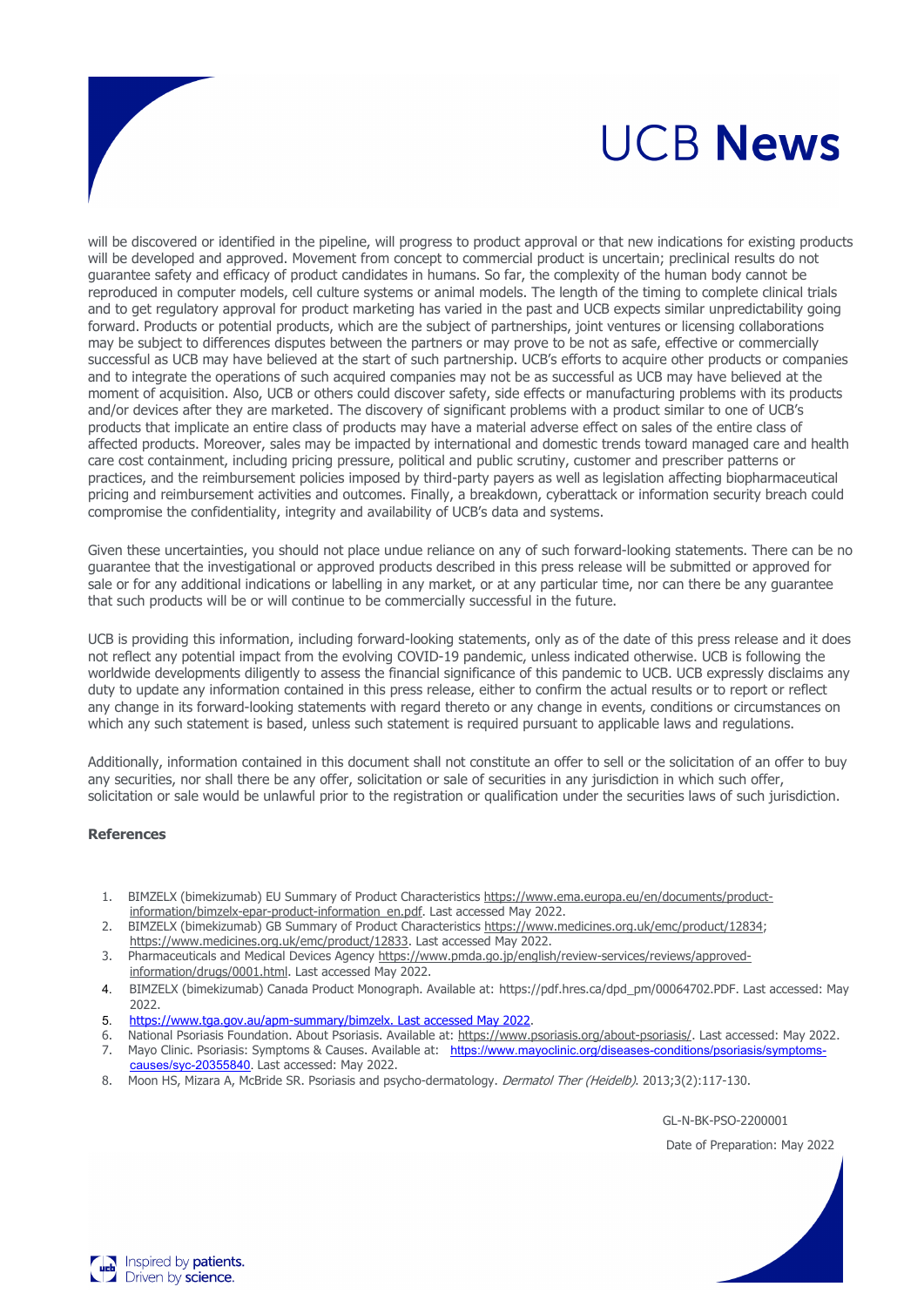will be discovered or identified in the pipeline, will progress to product approval or that new indications for existing products will be developed and approved. Movement from concept to commercial product is uncertain; preclinical results do not guarantee safety and efficacy of product candidates in humans. So far, the complexity of the human body cannot be reproduced in computer models, cell culture systems or animal models. The length of the timing to complete clinical trials and to get regulatory approval for product marketing has varied in the past and UCB expects similar unpredictability going forward. Products or potential products, which are the subject of partnerships, joint ventures or licensing collaborations may be subject to differences disputes between the partners or may prove to be not as safe, effective or commercially successful as UCB may have believed at the start of such partnership. UCB's efforts to acquire other products or companies and to integrate the operations of such acquired companies may not be as successful as UCB may have believed at the moment of acquisition. Also, UCB or others could discover safety, side effects or manufacturing problems with its products and/or devices after they are marketed. The discovery of significant problems with a product similar to one of UCB's products that implicate an entire class of products may have a material adverse effect on sales of the entire class of affected products. Moreover, sales may be impacted by international and domestic trends toward managed care and health care cost containment, including pricing pressure, political and public scrutiny, customer and prescriber patterns or practices, and the reimbursement policies imposed by third-party payers as well as legislation affecting biopharmaceutical pricing and reimbursement activities and outcomes. Finally, a breakdown, cyberattack or information security breach could compromise the confidentiality, integrity and availability of UCB's data and systems.

Given these uncertainties, you should not place undue reliance on any of such forward-looking statements. There can be no guarantee that the investigational or approved products described in this press release will be submitted or approved for sale or for any additional indications or labelling in any market, or at any particular time, nor can there be any guarantee that such products will be or will continue to be commercially successful in the future.

UCB is providing this information, including forward-looking statements, only as of the date of this press release and it does not reflect any potential impact from the evolving COVID-19 pandemic, unless indicated otherwise. UCB is following the worldwide developments diligently to assess the financial significance of this pandemic to UCB. UCB expressly disclaims any duty to update any information contained in this press release, either to confirm the actual results or to report or reflect any change in its forward-looking statements with regard thereto or any change in events, conditions or circumstances on which any such statement is based, unless such statement is required pursuant to applicable laws and regulations.

Additionally, information contained in this document shall not constitute an offer to sell or the solicitation of an offer to buy any securities, nor shall there be any offer, solicitation or sale of securities in any jurisdiction in which such offer, solicitation or sale would be unlawful prior to the registration or qualification under the securities laws of such jurisdiction.

**References**

1. BIMZELX (bimekizumab) EU Summary of Product Characteristics https://www.ema.europa.eu/en/documents/product-information/bimzelx-epar-product-information_en.pdf. Last accessed May 2022.
2. BIMZELX (bimekizumab) GB Summary of Product Characteristics https://www.medicines.org.uk/emc/product/12834; https://www.medicines.org.uk/emc/product/12833. Last accessed May 2022.
3. Pharmaceuticals and Medical Devices Agency https://www.pmda.go.jp/english/review-services/reviews/approved-information/drugs/0001.html. Last accessed May 2022.
4. BIMZELX (bimekizumab) Canada Product Monograph. Available at: https://pdf.hres.ca/dpd_pm/00064702.PDF. Last accessed: May 2022.
5. https://www.tga.gov.au/apm-summary/bimzelx. Last accessed May 2022.
6. National Psoriasis Foundation. About Psoriasis. Available at: https://www.psoriasis.org/about-psoriasis/. Last accessed: May 2022.
7. Mayo Clinic. Psoriasis: Symptoms & Causes. Available at: https://www.mayoclinic.org/diseases-conditions/psoriasis/symptoms-causes/syc-20355840. Last accessed: May 2022.
8. Moon HS, Mizara A, McBride SR. Psoriasis and psycho-dermatology. *Dermatol Ther (Heidelb)*. 2013;3(2):117-130.

GL-N-BK-PSO-2200001

Date of Preparation: May 2022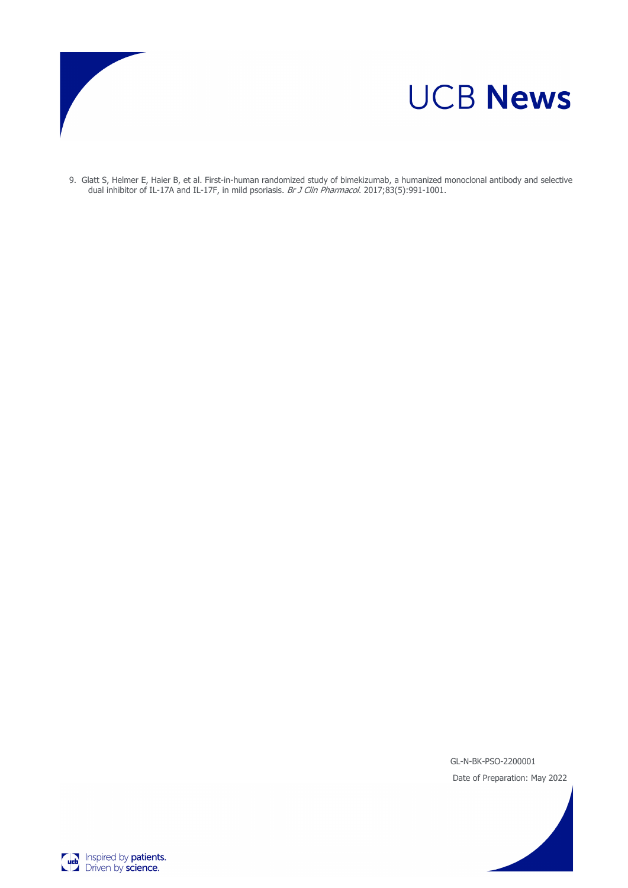9. Glatt S, Helmer E, Haier B, et al. First-in-human randomized study of bimekizumab, a humanized monoclonal antibody and selective dual inhibitor of IL-17A and IL-17F, in mild psoriasis. *Br J Clin Pharmacol*. 2017;83(5):991-1001.

GL-N-BK-PSO-2200001

Date of Preparation: May 2022